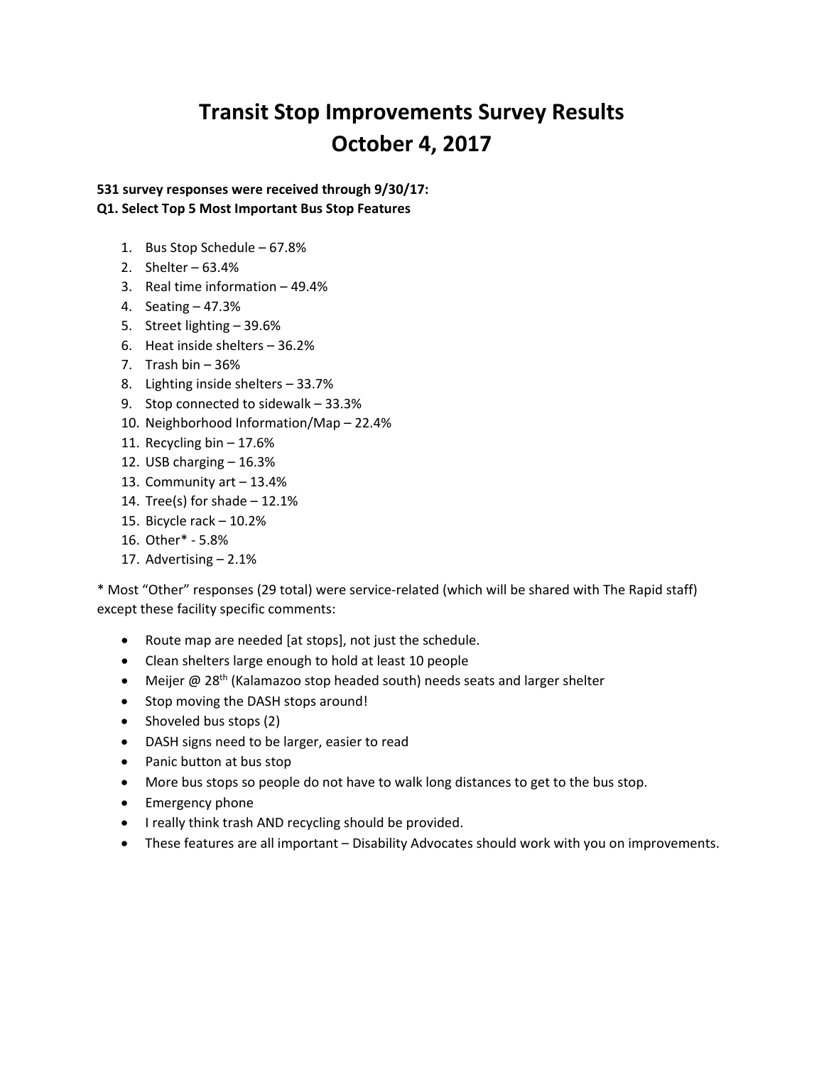# Transit Stop Improvements Survey Results
# October 4, 2017

**531 survey responses were received through 9/30/17:**
**Q1. Select Top 5 Most Important Bus Stop Features**

1. Bus Stop Schedule – 67.8%
2. Shelter – 63.4%
3. Real time information – 49.4%
4. Seating – 47.3%
5. Street lighting – 39.6%
6. Heat inside shelters – 36.2%
7. Trash bin – 36%
8. Lighting inside shelters – 33.7%
9. Stop connected to sidewalk – 33.3%
10. Neighborhood Information/Map – 22.4%
11. Recycling bin – 17.6%
12. USB charging – 16.3%
13. Community art – 13.4%
14. Tree(s) for shade – 12.1%
15. Bicycle rack – 10.2%
16. Other* - 5.8%
17. Advertising – 2.1%

* Most "Other" responses (29 total) were service-related (which will be shared with The Rapid staff) except these facility specific comments:

- Route map are needed [at stops], not just the schedule.
- Clean shelters large enough to hold at least 10 people
- Meijer @ 28th (Kalamazoo stop headed south) needs seats and larger shelter
- Stop moving the DASH stops around!
- Shoveled bus stops (2)
- DASH signs need to be larger, easier to read
- Panic button at bus stop
- More bus stops so people do not have to walk long distances to get to the bus stop.
- Emergency phone
- I really think trash AND recycling should be provided.
- These features are all important – Disability Advocates should work with you on improvements.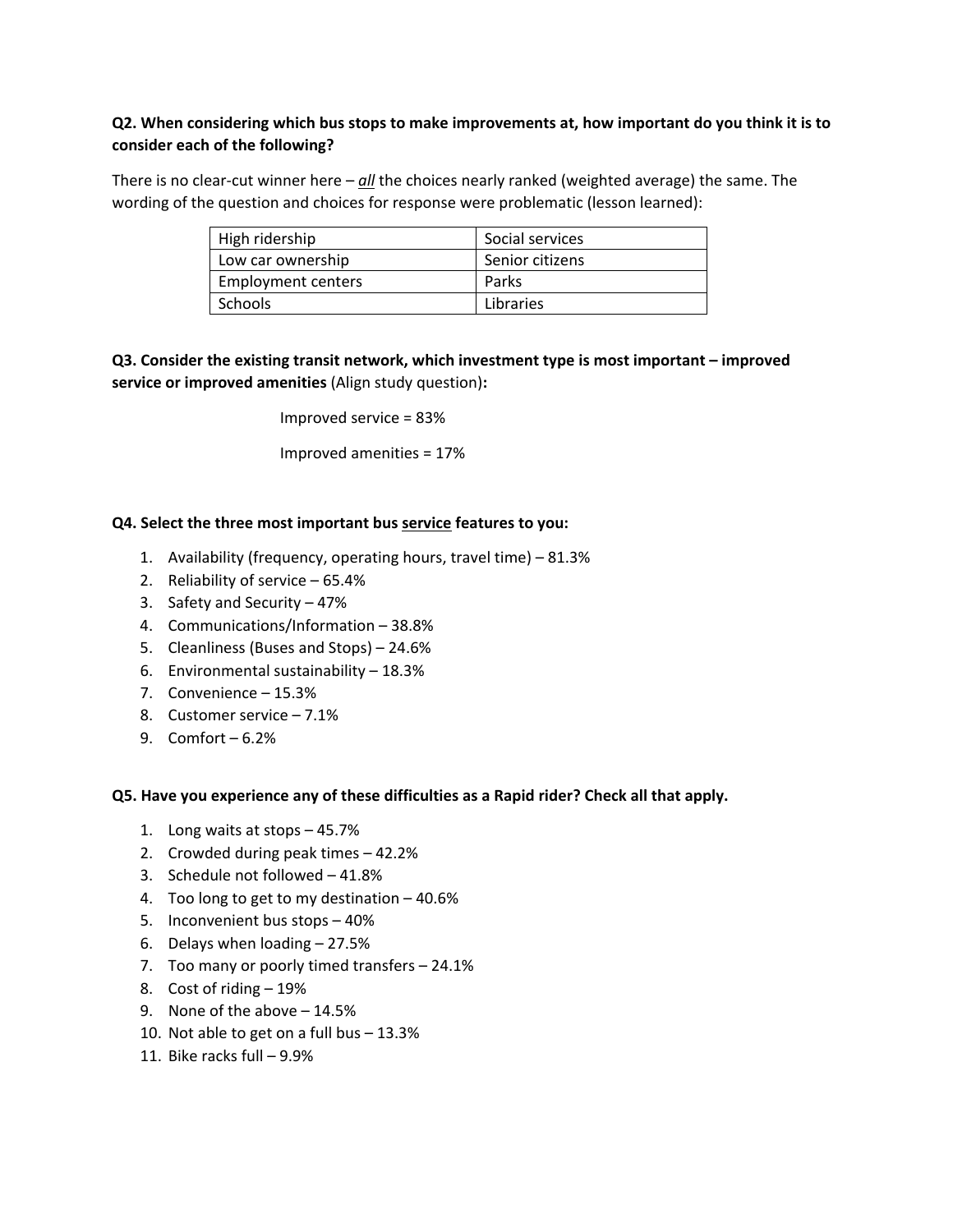**Q2. When considering which bus stops to make improvements at, how important do you think it is to consider each of the following?**

There is no clear-cut winner here – ***all*** the choices nearly ranked (weighted average) the same. The wording of the question and choices for response were problematic (lesson learned):

| High ridership | Social services |
|---|---|
| Low car ownership | Senior citizens |
| Employment centers | Parks |
| Schools | Libraries |

**Q3. Consider the existing transit network, which investment type is most important – improved service or improved amenities** (Align study question)**:**

Improved service = 83%

Improved amenities = 17%

**Q4. Select the three most important bus <u>service</u> features to you:**

1. Availability (frequency, operating hours, travel time) – 81.3%
2. Reliability of service – 65.4%
3. Safety and Security – 47%
4. Communications/Information – 38.8%
5. Cleanliness (Buses and Stops) – 24.6%
6. Environmental sustainability – 18.3%
7. Convenience – 15.3%
8. Customer service – 7.1%
9. Comfort – 6.2%

**Q5. Have you experience any of these difficulties as a Rapid rider? Check all that apply.**

1. Long waits at stops – 45.7%
2. Crowded during peak times – 42.2%
3. Schedule not followed – 41.8%
4. Too long to get to my destination – 40.6%
5. Inconvenient bus stops – 40%
6. Delays when loading – 27.5%
7. Too many or poorly timed transfers – 24.1%
8. Cost of riding – 19%
9. None of the above – 14.5%
10. Not able to get on a full bus – 13.3%
11. Bike racks full – 9.9%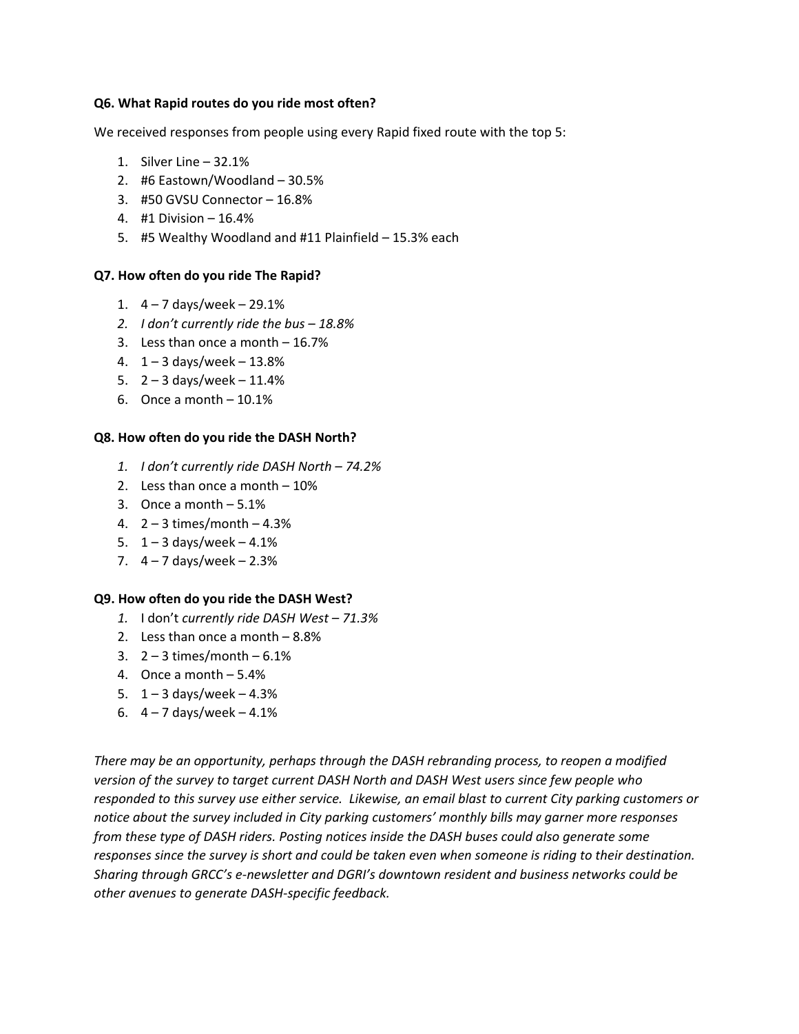**Q6. What Rapid routes do you ride most often?**

We received responses from people using every Rapid fixed route with the top 5:

1. Silver Line – 32.1%
2. #6 Eastown/Woodland – 30.5%
3. #50 GVSU Connector – 16.8%
4. #1 Division – 16.4%
5. #5 Wealthy Woodland and #11 Plainfield – 15.3% each

**Q7. How often do you ride The Rapid?**

1. 4 – 7 days/week – 29.1%
2. *I don't currently ride the bus – 18.8%*
3. Less than once a month – 16.7%
4. 1 – 3 days/week – 13.8%
5. 2 – 3 days/week – 11.4%
6. Once a month – 10.1%

**Q8. How often do you ride the DASH North?**

1. *I don't currently ride DASH North – 74.2%*
2. Less than once a month – 10%
3. Once a month – 5.1%
4. 2 – 3 times/month – 4.3%
5. 1 – 3 days/week – 4.1%
7. 4 – 7 days/week – 2.3%

**Q9. How often do you ride the DASH West?**

1. I don't *currently ride DASH West – 71.3%*
2. Less than once a month – 8.8%
3. 2 – 3 times/month – 6.1%
4. Once a month – 5.4%
5. 1 – 3 days/week – 4.3%
6. 4 – 7 days/week – 4.1%

*There may be an opportunity, perhaps through the DASH rebranding process, to reopen a modified version of the survey to target current DASH North and DASH West users since few people who responded to this survey use either service. Likewise, an email blast to current City parking customers or notice about the survey included in City parking customers' monthly bills may garner more responses from these type of DASH riders. Posting notices inside the DASH buses could also generate some responses since the survey is short and could be taken even when someone is riding to their destination. Sharing through GRCC's e-newsletter and DGRI's downtown resident and business networks could be other avenues to generate DASH-specific feedback.*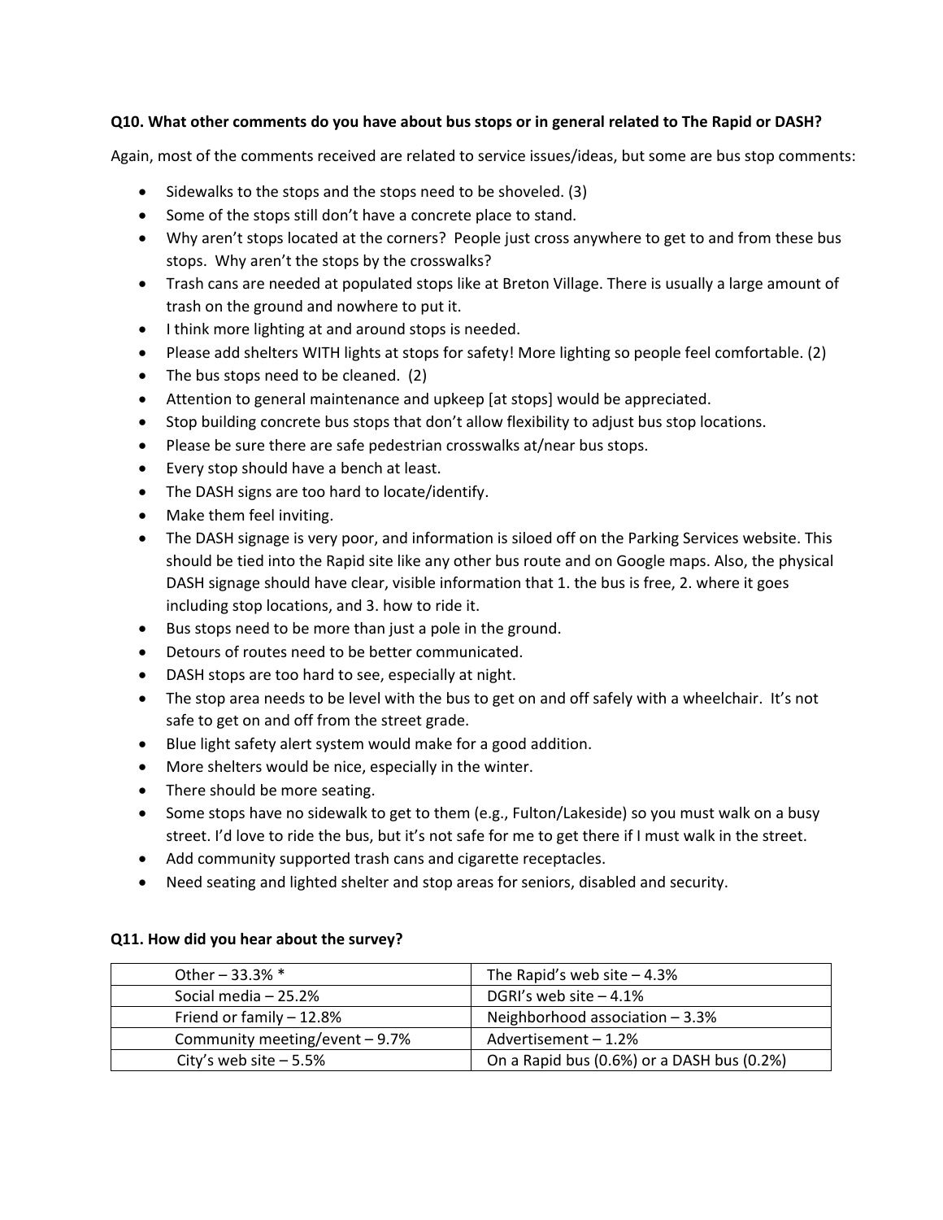**Q10. What other comments do you have about bus stops or in general related to The Rapid or DASH?**

Again, most of the comments received are related to service issues/ideas, but some are bus stop comments:

- Sidewalks to the stops and the stops need to be shoveled. (3)
- Some of the stops still don't have a concrete place to stand.
- Why aren't stops located at the corners? People just cross anywhere to get to and from these bus stops. Why aren't the stops by the crosswalks?
- Trash cans are needed at populated stops like at Breton Village. There is usually a large amount of trash on the ground and nowhere to put it.
- I think more lighting at and around stops is needed.
- Please add shelters WITH lights at stops for safety! More lighting so people feel comfortable. (2)
- The bus stops need to be cleaned. (2)
- Attention to general maintenance and upkeep [at stops] would be appreciated.
- Stop building concrete bus stops that don't allow flexibility to adjust bus stop locations.
- Please be sure there are safe pedestrian crosswalks at/near bus stops.
- Every stop should have a bench at least.
- The DASH signs are too hard to locate/identify.
- Make them feel inviting.
- The DASH signage is very poor, and information is siloed off on the Parking Services website. This should be tied into the Rapid site like any other bus route and on Google maps. Also, the physical DASH signage should have clear, visible information that 1. the bus is free, 2. where it goes including stop locations, and 3. how to ride it.
- Bus stops need to be more than just a pole in the ground.
- Detours of routes need to be better communicated.
- DASH stops are too hard to see, especially at night.
- The stop area needs to be level with the bus to get on and off safely with a wheelchair. It's not safe to get on and off from the street grade.
- Blue light safety alert system would make for a good addition.
- More shelters would be nice, especially in the winter.
- There should be more seating.
- Some stops have no sidewalk to get to them (e.g., Fulton/Lakeside) so you must walk on a busy street. I'd love to ride the bus, but it's not safe for me to get there if I must walk in the street.
- Add community supported trash cans and cigarette receptacles.
- Need seating and lighted shelter and stop areas for seniors, disabled and security.

**Q11. How did you hear about the survey?**

| | |
|---|---|
| Other – 33.3% * | The Rapid's web site – 4.3% |
| Social media – 25.2% | DGRI's web site – 4.1% |
| Friend or family – 12.8% | Neighborhood association – 3.3% |
| Community meeting/event – 9.7% | Advertisement – 1.2% |
| City's web site – 5.5% | On a Rapid bus (0.6%) or a DASH bus (0.2%) |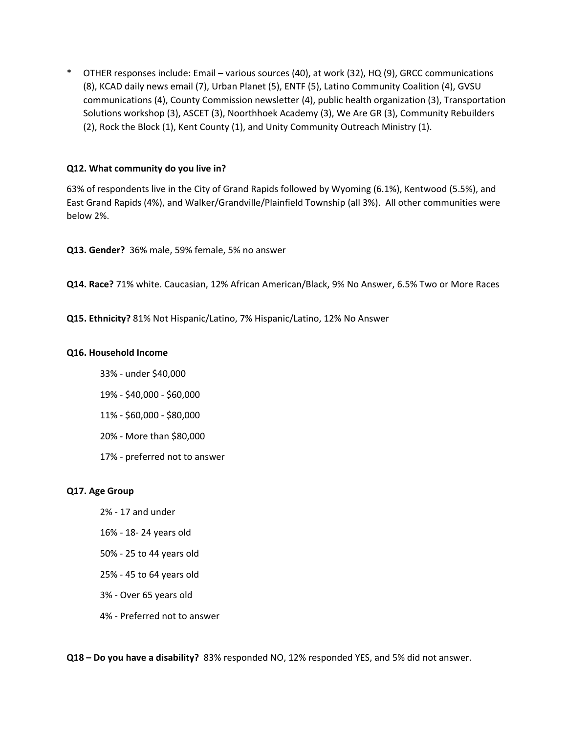* OTHER responses include: Email – various sources (40), at work (32), HQ (9), GRCC communications (8), KCAD daily news email (7), Urban Planet (5), ENTF (5), Latino Community Coalition (4), GVSU communications (4), County Commission newsletter (4), public health organization (3), Transportation Solutions workshop (3), ASCET (3), Noorthhoek Academy (3), We Are GR (3), Community Rebuilders (2), Rock the Block (1), Kent County (1), and Unity Community Outreach Ministry (1).

**Q12. What community do you live in?**

63% of respondents live in the City of Grand Rapids followed by Wyoming (6.1%), Kentwood (5.5%), and East Grand Rapids (4%), and Walker/Grandville/Plainfield Township (all 3%). All other communities were below 2%.

**Q13. Gender?** 36% male, 59% female, 5% no answer

**Q14. Race?** 71% white. Caucasian, 12% African American/Black, 9% No Answer, 6.5% Two or More Races

**Q15. Ethnicity?** 81% Not Hispanic/Latino, 7% Hispanic/Latino, 12% No Answer

**Q16. Household Income**

33% - under $40,000

19% - $40,000 - $60,000

11% - $60,000 - $80,000

20% - More than $80,000

17% - preferred not to answer

**Q17. Age Group**

2% - 17 and under

16% - 18- 24 years old

50% - 25 to 44 years old

25% - 45 to 64 years old

3% - Over 65 years old

4% - Preferred not to answer

**Q18 – Do you have a disability?** 83% responded NO, 12% responded YES, and 5% did not answer.